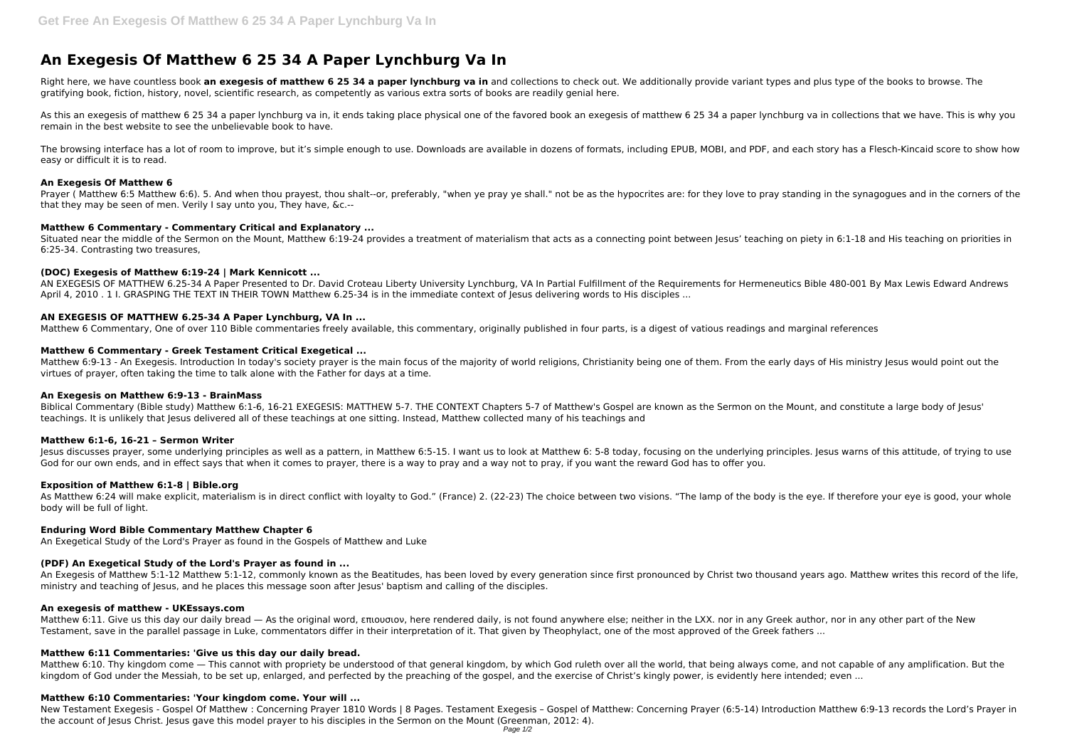# An Exegesis Of Matthew 6 25 34 A Paper Lynchburg Va In

Right here, we have countless book **an exegesis of matthew 6 25 34 a paper lynchburg va in** and collections to check out. We additionally provide variant types and plus type of the books to browse. The gratifying book, fiction, history, novel, scientific research, as competently as various extra sorts of books are readily genial here.

As this an exegesis of matthew 6 25 34 a paper lynchburg va in, it ends taking place physical one of the favored book an exegesis of matthew 6 25 34 a paper lynchburg va in collections that we have. This is why you remain in the best website to see the unbelievable book to have.

The browsing interface has a lot of room to improve, but it's simple enough to use. Downloads are available in dozens of formats, including EPUB, MOBI, and PDF, and each story has a Flesch-Kincaid score to show how easy or difficult it is to read.

### An Exegesis Of Matthew 6

Prayer ( Matthew 6:5 Matthew 6:6). 5. And when thou prayest, thou shalt--or, preferably, "when ye pray ye shall." not be as the hypocrites are: for they love to pray standing in the synagogues and in the corners of the that they may be seen of men. Verily I say unto you, They have, &c.--

### Matthew 6 Commentary - Commentary Critical and Explanatory ...

Situated near the middle of the Sermon on the Mount, Matthew 6:19-24 provides a treatment of materialism that acts as a connecting point between Jesus' teaching on piety in 6:1-18 and His teaching on priorities in 6:25-34. Contrasting two treasures,

### (DOC) Exegesis of Matthew 6:19-24 | Mark Kennicott ...

AN EXEGESIS OF MATTHEW 6.25-34 A Paper Presented to Dr. David Croteau Liberty University Lynchburg, VA In Partial Fulfillment of the Requirements for Hermeneutics Bible 480-001 By Max Lewis Edward Andrews April 4, 2010 . 1 I. GRASPING THE TEXT IN THEIR TOWN Matthew 6.25-34 is in the immediate context of Jesus delivering words to His disciples ...

### AN EXEGESIS OF MATTHEW 6.25-34 A Paper Lynchburg, VA In ...

Matthew 6 Commentary, One of over 110 Bible commentaries freely available, this commentary, originally published in four parts, is a digest of vatious readings and marginal references

### Matthew 6 Commentary - Greek Testament Critical Exegetical ...

Matthew 6:9-13 - An Exegesis. Introduction In today's society prayer is the main focus of the majority of world religions, Christianity being one of them. From the early days of His ministry Jesus would point out the virtues of prayer, often taking the time to talk alone with the Father for days at a time.

### An Exegesis on Matthew 6:9-13 - BrainMass

Biblical Commentary (Bible study) Matthew 6:1-6, 16-21 EXEGESIS: MATTHEW 5-7. THE CONTEXT Chapters 5-7 of Matthew's Gospel are known as the Sermon on the Mount, and constitute a large body of Jesus' teachings. It is unlikely that Jesus delivered all of these teachings at one sitting. Instead, Matthew collected many of his teachings and

### Matthew 6:1-6, 16-21 – Sermon Writer

Jesus discusses prayer, some underlying principles as well as a pattern, in Matthew 6:5-15. I want us to look at Matthew 6: 5-8 today, focusing on the underlying principles. Jesus warns of this attitude, of trying to use God for our own ends, and in effect says that when it comes to prayer, there is a way to pray and a way not to pray, if you want the reward God has to offer you.

### Exposition of Matthew 6:1-8 | Bible.org

As Matthew 6:24 will make explicit, materialism is in direct conflict with loyalty to God." (France) 2. (22-23) The choice between two visions. "The lamp of the body is the eye. If therefore your eye is good, your whole body will be full of light.

### Enduring Word Bible Commentary Matthew Chapter 6

An Exegetical Study of the Lord's Prayer as found in the Gospels of Matthew and Luke

### (PDF) An Exegetical Study of the Lord's Prayer as found in ...

An Exegesis of Matthew 5:1-12 Matthew 5:1-12, commonly known as the Beatitudes, has been loved by every generation since first pronounced by Christ two thousand years ago. Matthew writes this record of the life, ministry and teaching of Jesus, and he places this message soon after Jesus' baptism and calling of the disciples.

### An exegesis of matthew - UKEssays.com

Matthew 6:11. Give us this day our daily bread — As the original word, επιουσιον, here rendered daily, is not found anywhere else; neither in the LXX. nor in any Greek author, nor in any other part of the New Testament, save in the parallel passage in Luke, commentators differ in their interpretation of it. That given by Theophylact, one of the most approved of the Greek fathers ...

### Matthew 6:11 Commentaries: 'Give us this day our daily bread.

Matthew 6:10. Thy kingdom come — This cannot with propriety be understood of that general kingdom, by which God ruleth over all the world, that being always come, and not capable of any amplification. But the kingdom of God under the Messiah, to be set up, enlarged, and perfected by the preaching of the gospel, and the exercise of Christ's kingly power, is evidently here intended; even ...

### Matthew 6:10 Commentaries: 'Your kingdom come. Your will ...

New Testament Exegesis - Gospel Of Matthew : Concerning Prayer 1810 Words | 8 Pages. Testament Exegesis – Gospel of Matthew: Concerning Prayer (6:5-14) Introduction Matthew 6:9-13 records the Lord's Prayer in the account of Jesus Christ. Jesus gave this model prayer to his disciples in the Sermon on the Mount (Greenman, 2012: 4).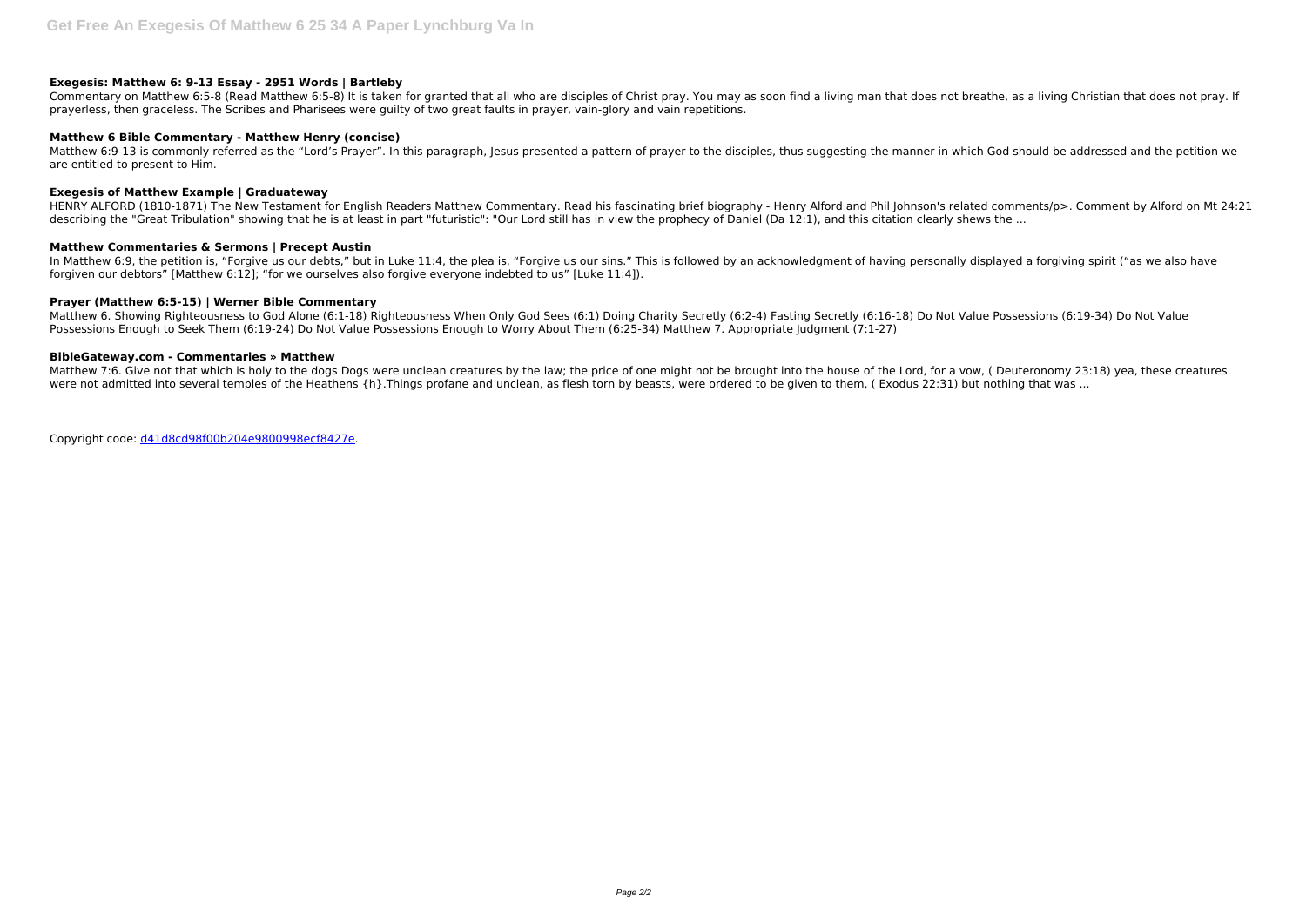### Exegesis: Matthew 6: 9-13 Essay - 2951 Words | Bartleby

Commentary on Matthew 6:5-8 (Read Matthew 6:5-8) It is taken for granted that all who are disciples of Christ pray. You may as soon find a living man that does not breathe, as a living Christian that does not pray. If prayerless, then graceless. The Scribes and Pharisees were guilty of two great faults in prayer, vain-glory and vain repetitions.

### Matthew 6 Bible Commentary - Matthew Henry (concise)

Matthew 6:9-13 is commonly referred as the "Lord's Prayer". In this paragraph, Jesus presented a pattern of prayer to the disciples, thus suggesting the manner in which God should be addressed and the petition we are entitled to present to Him.

### Exegesis of Matthew Example | Graduateway

HENRY ALFORD (1810-1871) The New Testament for English Readers Matthew Commentary. Read his fascinating brief biography - Henry Alford and Phil Johnson's related comments/p>. Comment by Alford on Mt 24:21 describing the "Great Tribulation" showing that he is at least in part "futuristic": "Our Lord still has in view the prophecy of Daniel (Da 12:1), and this citation clearly shews the ...

### Matthew Commentaries & Sermons | Precept Austin

In Matthew 6:9, the petition is, "Forgive us our debts," but in Luke 11:4, the plea is, "Forgive us our sins." This is followed by an acknowledgment of having personally displayed a forgiving spirit ("as we also have forgiven our debtors" [Matthew 6:12]; "for we ourselves also forgive everyone indebted to us" [Luke 11:4]).

### Prayer (Matthew 6:5-15) | Werner Bible Commentary

Matthew 6. Showing Righteousness to God Alone (6:1-18) Righteousness When Only God Sees (6:1) Doing Charity Secretly (6:2-4) Fasting Secretly (6:16-18) Do Not Value Possessions (6:19-34) Do Not Value Possessions Enough to Seek Them (6:19-24) Do Not Value Possessions Enough to Worry About Them (6:25-34) Matthew 7. Appropriate Judgment (7:1-27)

### BibleGateway.com - Commentaries » Matthew

Matthew 7:6. Give not that which is holy to the dogs Dogs were unclean creatures by the law; the price of one might not be brought into the house of the Lord, for a vow, ( Deuteronomy 23:18) yea, these creatures were not admitted into several temples of the Heathens {h}.Things profane and unclean, as flesh torn by beasts, were ordered to be given to them, ( Exodus 22:31) but nothing that was ...

Copyright code: d41d8cd98f00b204e9800998ecf8427e.